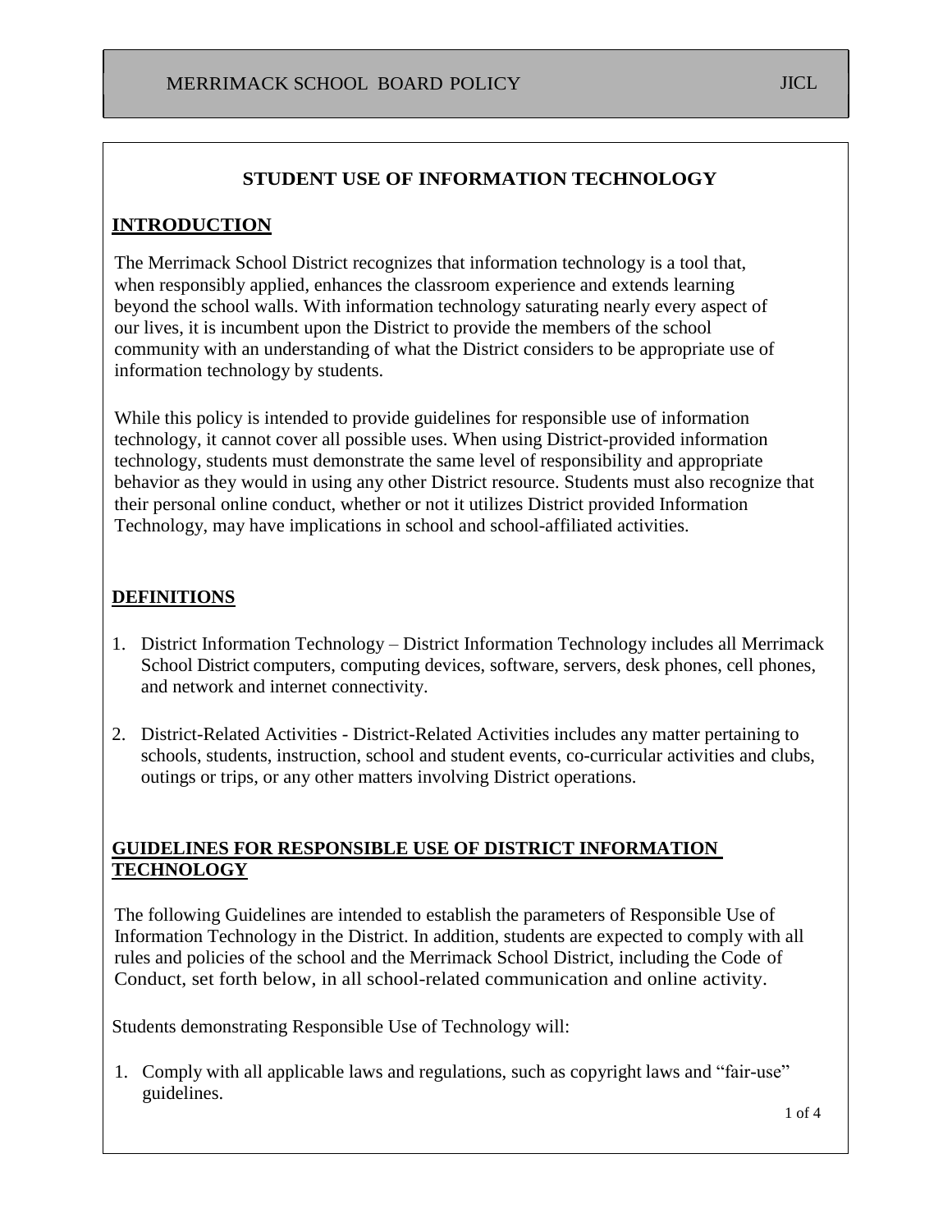MERRIMACK SCHOOL BOARD POLICY JICL

# STUDENT USE OF INFORMATION TECHNOLOGY

## INTRODUCTION

The Merrimack School District recognizes that information technology is a tool that, when responsibly applied, enhances the classroom experience and extends learning beyond the school walls. With information technology saturating nearly every aspect of our lives, it is incumbent upon the District to provide the members of the school community with an understanding of what the District considers to be appropriate use of information technology by students.

While this policy is intended to provide guidelines for responsible use of information technology, it cannot cover all possible uses. When using District-provided information technology, students must demonstrate the same level of responsibility and appropriate behavior as they would in using any other District resource. Students must also recognize that their personal online conduct, whether or not it utilizes District provided Information Technology, may have implications in school and school-affiliated activities.

## DEFINITIONS

1. District Information Technology – District Information Technology includes all Merrimack School District computers, computing devices, software, servers, desk phones, cell phones, and network and internet connectivity.
2. District-Related Activities - District-Related Activities includes any matter pertaining to schools, students, instruction, school and student events, co-curricular activities and clubs, outings or trips, or any other matters involving District operations.

## GUIDELINES FOR RESPONSIBLE USE OF DISTRICT INFORMATION TECHNOLOGY

The following Guidelines are intended to establish the parameters of Responsible Use of Information Technology in the District. In addition, students are expected to comply with all rules and policies of the school and the Merrimack School District, including the Code of Conduct, set forth below, in all school-related communication and online activity.

Students demonstrating Responsible Use of Technology will:

1. Comply with all applicable laws and regulations, such as copyright laws and "fair-use" guidelines.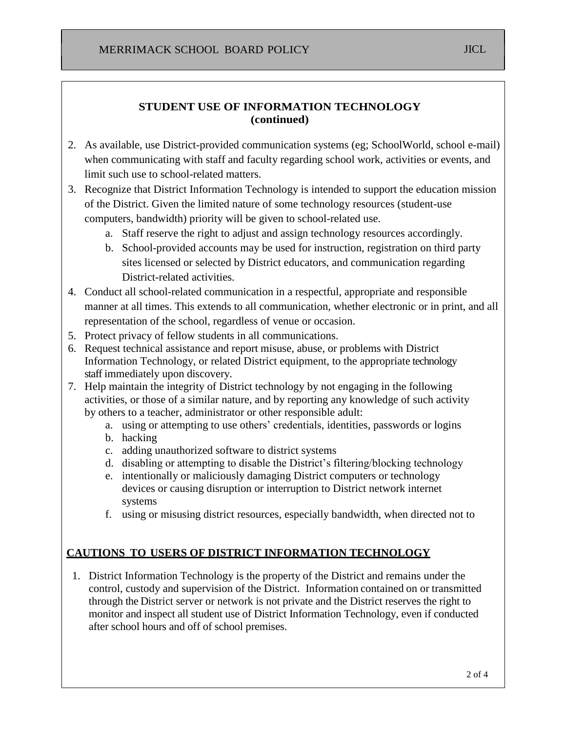## STUDENT USE OF INFORMATION TECHNOLOGY (continued)

2. As available, use District-provided communication systems (eg; SchoolWorld, school e-mail) when communicating with staff and faculty regarding school work, activities or events, and limit such use to school-related matters.
3. Recognize that District Information Technology is intended to support the education mission of the District. Given the limited nature of some technology resources (student-use computers, bandwidth) priority will be given to school-related use.
    a. Staff reserve the right to adjust and assign technology resources accordingly.
    b. School-provided accounts may be used for instruction, registration on third party sites licensed or selected by District educators, and communication regarding District-related activities.
4. Conduct all school-related communication in a respectful, appropriate and responsible manner at all times. This extends to all communication, whether electronic or in print, and all representation of the school, regardless of venue or occasion.
5. Protect privacy of fellow students in all communications.
6. Request technical assistance and report misuse, abuse, or problems with District Information Technology, or related District equipment, to the appropriate technology staff immediately upon discovery.
7. Help maintain the integrity of District technology by not engaging in the following activities, or those of a similar nature, and by reporting any knowledge of such activity by others to a teacher, administrator or other responsible adult:
    a. using or attempting to use others' credentials, identities, passwords or logins
    b. hacking
    c. adding unauthorized software to district systems
    d. disabling or attempting to disable the District's filtering/blocking technology
    e. intentionally or maliciously damaging District computers or technology devices or causing disruption or interruption to District network internet systems
    f. using or misusing district resources, especially bandwidth, when directed not to

## CAUTIONS TO USERS OF DISTRICT INFORMATION TECHNOLOGY

1. District Information Technology is the property of the District and remains under the control, custody and supervision of the District. Information contained on or transmitted through the District server or network is not private and the District reserves the right to monitor and inspect all student use of District Information Technology, even if conducted after school hours and off of school premises.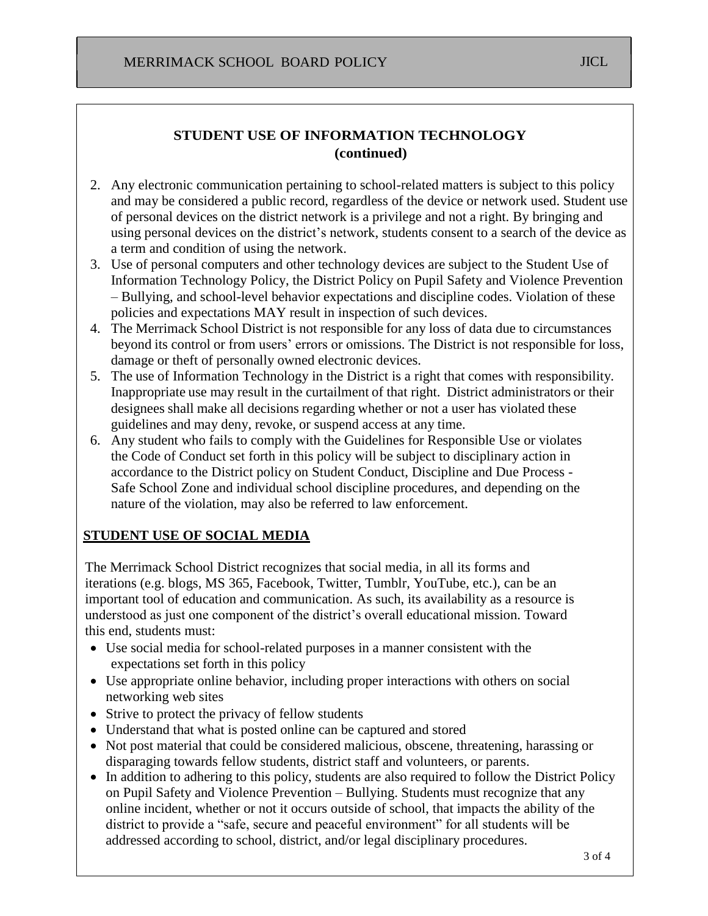## STUDENT USE OF INFORMATION TECHNOLOGY (continued)

2. Any electronic communication pertaining to school-related matters is subject to this policy and may be considered a public record, regardless of the device or network used. Student use of personal devices on the district network is a privilege and not a right. By bringing and using personal devices on the district's network, students consent to a search of the device as a term and condition of using the network.
3. Use of personal computers and other technology devices are subject to the Student Use of Information Technology Policy, the District Policy on Pupil Safety and Violence Prevention – Bullying, and school-level behavior expectations and discipline codes. Violation of these policies and expectations MAY result in inspection of such devices.
4. The Merrimack School District is not responsible for any loss of data due to circumstances beyond its control or from users' errors or omissions. The District is not responsible for loss, damage or theft of personally owned electronic devices.
5. The use of Information Technology in the District is a right that comes with responsibility. Inappropriate use may result in the curtailment of that right. District administrators or their designees shall make all decisions regarding whether or not a user has violated these guidelines and may deny, revoke, or suspend access at any time.
6. Any student who fails to comply with the Guidelines for Responsible Use or violates the Code of Conduct set forth in this policy will be subject to disciplinary action in accordance to the District policy on Student Conduct, Discipline and Due Process - Safe School Zone and individual school discipline procedures, and depending on the nature of the violation, may also be referred to law enforcement.

### STUDENT USE OF SOCIAL MEDIA

The Merrimack School District recognizes that social media, in all its forms and iterations (e.g. blogs, MS 365, Facebook, Twitter, Tumblr, YouTube, etc.), can be an important tool of education and communication. As such, its availability as a resource is understood as just one component of the district's overall educational mission. Toward this end, students must:

- Use social media for school-related purposes in a manner consistent with the expectations set forth in this policy
- Use appropriate online behavior, including proper interactions with others on social networking web sites
- Strive to protect the privacy of fellow students
- Understand that what is posted online can be captured and stored
- Not post material that could be considered malicious, obscene, threatening, harassing or disparaging towards fellow students, district staff and volunteers, or parents.
- In addition to adhering to this policy, students are also required to follow the District Policy on Pupil Safety and Violence Prevention – Bullying. Students must recognize that any online incident, whether or not it occurs outside of school, that impacts the ability of the district to provide a "safe, secure and peaceful environment" for all students will be addressed according to school, district, and/or legal disciplinary procedures.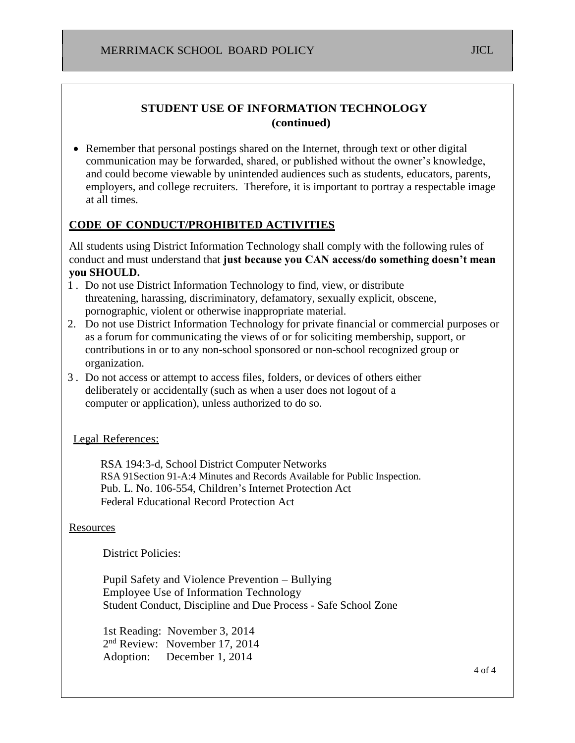## STUDENT USE OF INFORMATION TECHNOLOGY (continued)

- Remember that personal postings shared on the Internet, through text or other digital communication may be forwarded, shared, or published without the owner's knowledge, and could become viewable by unintended audiences such as students, educators, parents, employers, and college recruiters. Therefore, it is important to portray a respectable image at all times.

### CODE OF CONDUCT/PROHIBITED ACTIVITIES

All students using District Information Technology shall comply with the following rules of conduct and must understand that **just because you CAN access/do something doesn't mean you SHOULD.**

1. Do not use District Information Technology to find, view, or distribute threatening, harassing, discriminatory, defamatory, sexually explicit, obscene, pornographic, violent or otherwise inappropriate material.
2. Do not use District Information Technology for private financial or commercial purposes or as a forum for communicating the views of or for soliciting membership, support, or contributions in or to any non-school sponsored or non-school recognized group or organization.
3. Do not access or attempt to access files, folders, or devices of others either deliberately or accidentally (such as when a user does not logout of a computer or application), unless authorized to do so.

Legal References:

RSA 194:3-d, School District Computer Networks
RSA 91Section 91-A:4 Minutes and Records Available for Public Inspection.
Pub. L. No. 106-554, Children's Internet Protection Act
Federal Educational Record Protection Act

Resources

District Policies:

Pupil Safety and Violence Prevention – Bullying
Employee Use of Information Technology
Student Conduct, Discipline and Due Process - Safe School Zone

1st Reading: November 3, 2014
2nd Review: November 17, 2014
Adoption: December 1, 2014